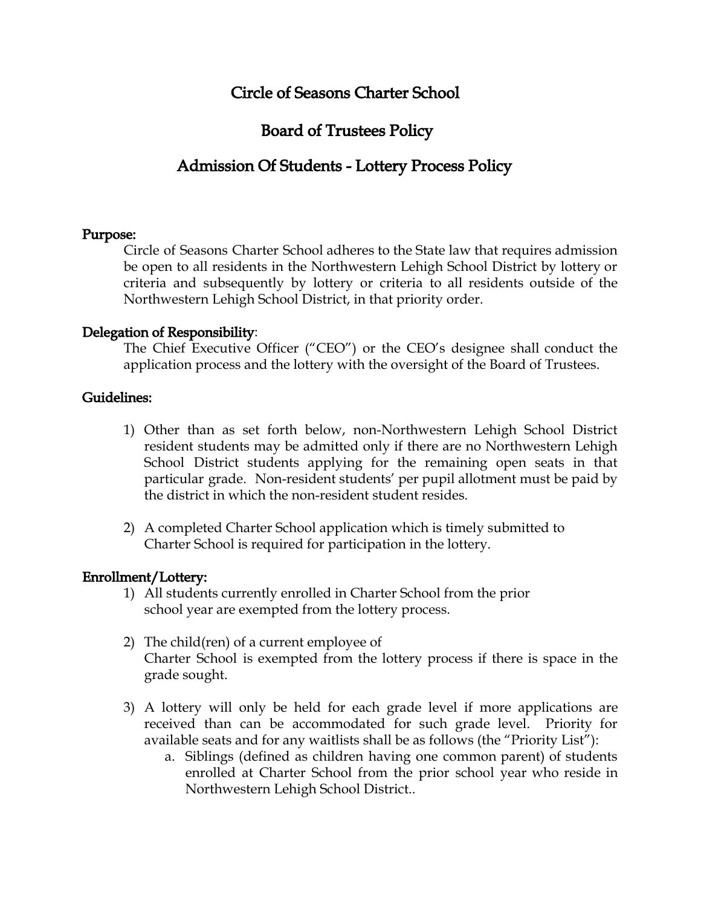# Circle of Seasons Charter School

## Board of Trustees Policy

## Admission Of Students - Lottery Process Policy

**Purpose:**

Circle of Seasons Charter School adheres to the State law that requires admission be open to all residents in the Northwestern Lehigh School District by lottery or criteria and subsequently by lottery or criteria to all residents outside of the Northwestern Lehigh School District, in that priority order.

**Delegation of Responsibility**:

The Chief Executive Officer ("CEO") or the CEO's designee shall conduct the application process and the lottery with the oversight of the Board of Trustees.

**Guidelines:**

1) Other than as set forth below, non-Northwestern Lehigh School District resident students may be admitted only if there are no Northwestern Lehigh School District students applying for the remaining open seats in that particular grade. Non-resident students' per pupil allotment must be paid by the district in which the non-resident student resides.

2) A completed Charter School application which is timely submitted to Charter School is required for participation in the lottery.

**Enrollment/Lottery:**

1) All students currently enrolled in Charter School from the prior school year are exempted from the lottery process.

2) The child(ren) of a current employee of Charter School is exempted from the lottery process if there is space in the grade sought.

3) A lottery will only be held for each grade level if more applications are received than can be accommodated for such grade level. Priority for available seats and for any waitlists shall be as follows (the "Priority List"):
   a. Siblings (defined as children having one common parent) of students enrolled at Charter School from the prior school year who reside in Northwestern Lehigh School District..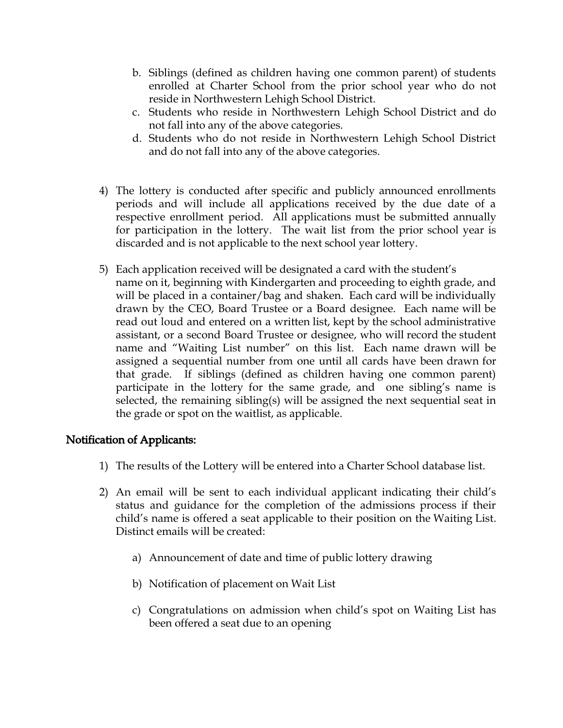b. Siblings (defined as children having one common parent) of students enrolled at Charter School from the prior school year who do not reside in Northwestern Lehigh School District.
c. Students who reside in Northwestern Lehigh School District and do not fall into any of the above categories.
d. Students who do not reside in Northwestern Lehigh School District and do not fall into any of the above categories.

4) The lottery is conducted after specific and publicly announced enrollments periods and will include all applications received by the due date of a respective enrollment period. All applications must be submitted annually for participation in the lottery. The wait list from the prior school year is discarded and is not applicable to the next school year lottery.

5) Each application received will be designated a card with the student's name on it, beginning with Kindergarten and proceeding to eighth grade, and will be placed in a container/bag and shaken. Each card will be individually drawn by the CEO, Board Trustee or a Board designee. Each name will be read out loud and entered on a written list, kept by the school administrative assistant, or a second Board Trustee or designee, who will record the student name and "Waiting List number" on this list. Each name drawn will be assigned a sequential number from one until all cards have been drawn for that grade. If siblings (defined as children having one common parent) participate in the lottery for the same grade, and one sibling's name is selected, the remaining sibling(s) will be assigned the next sequential seat in the grade or spot on the waitlist, as applicable.

## Notification of Applicants:

1) The results of the Lottery will be entered into a Charter School database list.

2) An email will be sent to each individual applicant indicating their child's status and guidance for the completion of the admissions process if their child's name is offered a seat applicable to their position on the Waiting List. Distinct emails will be created:

   a) Announcement of date and time of public lottery drawing

   b) Notification of placement on Wait List

   c) Congratulations on admission when child's spot on Waiting List has been offered a seat due to an opening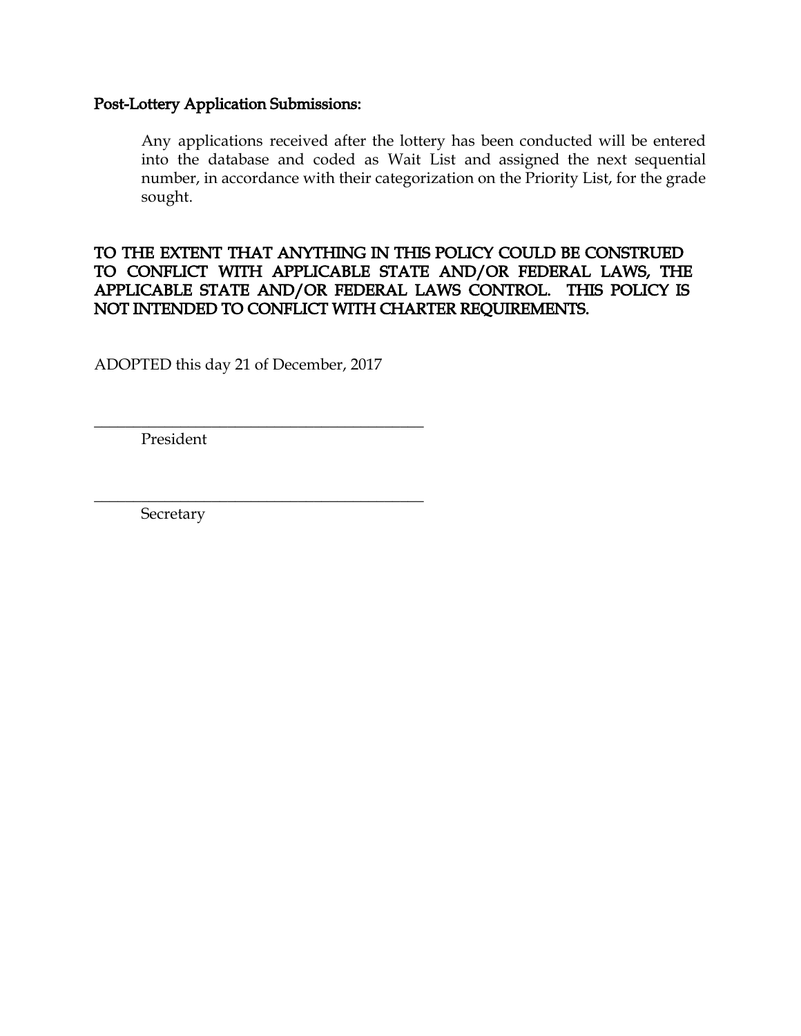**Post-Lottery Application Submissions:**

Any applications received after the lottery has been conducted will be entered into the database and coded as Wait List and assigned the next sequential number, in accordance with their categorization on the Priority List, for the grade sought.

**TO THE EXTENT THAT ANYTHING IN THIS POLICY COULD BE CONSTRUED TO CONFLICT WITH APPLICABLE STATE AND/OR FEDERAL LAWS, THE APPLICABLE STATE AND/OR FEDERAL LAWS CONTROL. THIS POLICY IS NOT INTENDED TO CONFLICT WITH CHARTER REQUIREMENTS.**

ADOPTED this day 21 of December, 2017

\_\_\_\_\_\_\_\_\_\_\_\_\_\_\_\_\_\_\_\_\_\_\_\_\_\_\_\_\_\_\_\_\_\_\_\_\_\_\_\_

President

\_\_\_\_\_\_\_\_\_\_\_\_\_\_\_\_\_\_\_\_\_\_\_\_\_\_\_\_\_\_\_\_\_\_\_\_\_\_\_\_

Secretary